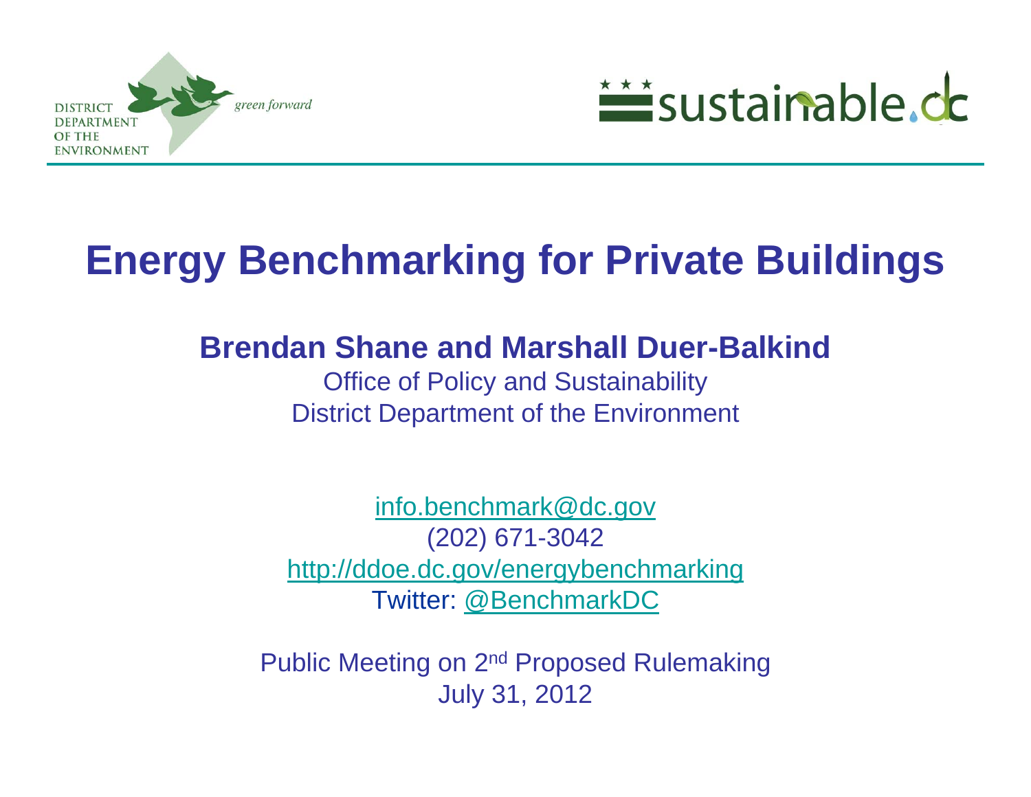DISTRICT DEPARTMENT OF THE ENVIRONMENT

*green forward*

sustainable.dc

# Energy Benchmarking for Private Buildings

**Brendan Shane and Marshall Duer-Balkind**

Office of Policy and Sustainability

District Department of the Environment

info.benchmark@dc.gov

(202) 671-3042

http://ddoe.dc.gov/energybenchmarking

Twitter: @BenchmarkDC

Public Meeting on 2nd Proposed Rulemaking

July 31, 2012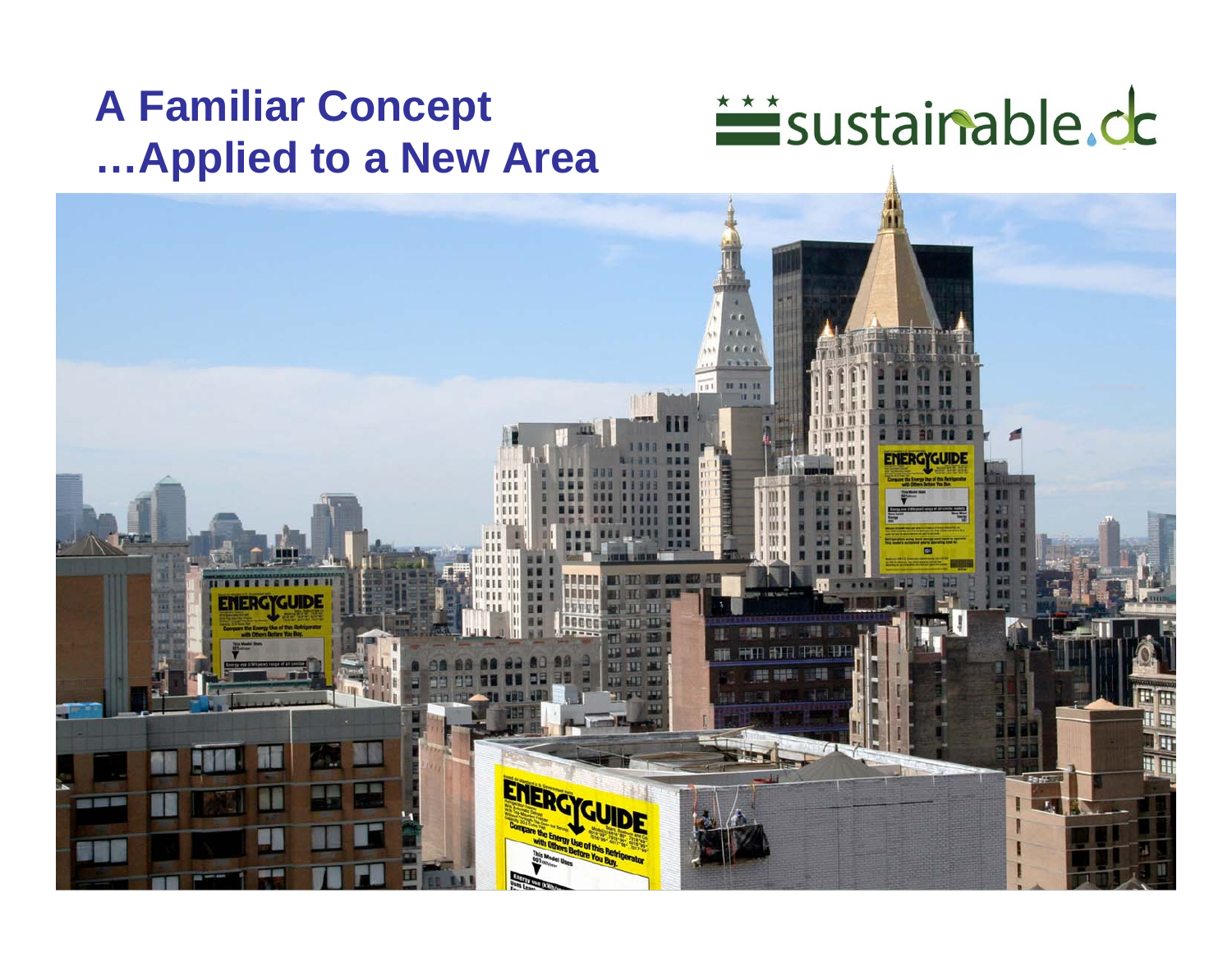# A Familiar Concept …Applied to a New Area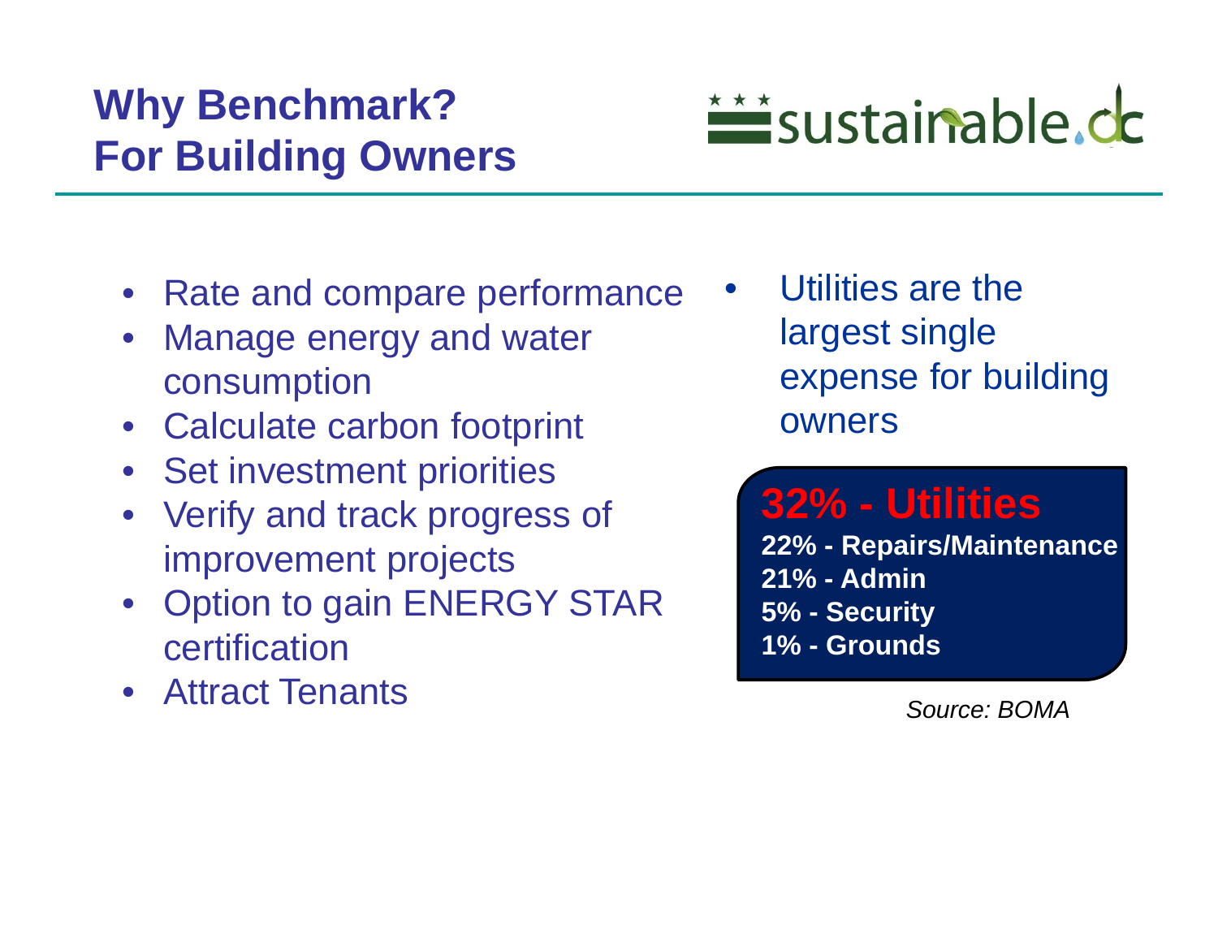# Why Benchmark?
# For Building Owners

sustainable.dc

- Rate and compare performance
- Manage energy and water consumption
- Calculate carbon footprint
- Set investment priorities
- Verify and track progress of improvement projects
- Option to gain ENERGY STAR certification
- Attract Tenants

- Utilities are the largest single expense for building owners

**32% - Utilities**
**22% - Repairs/Maintenance**
**21% - Admin**
**5% - Security**
**1% - Grounds**

*Source: BOMA*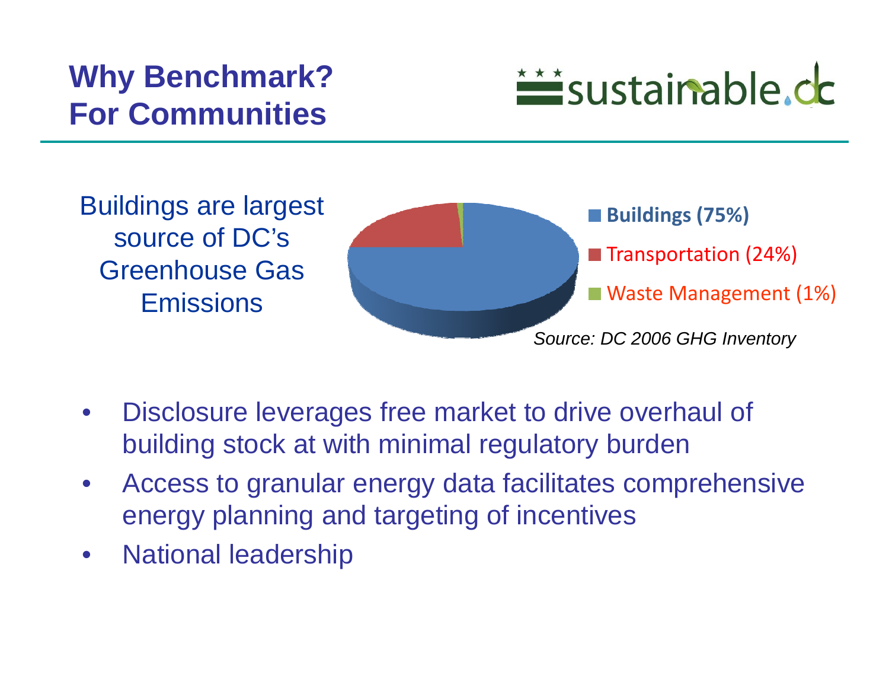# Why Benchmark? For Communities

sustainable.dc

Buildings are largest source of DC's Greenhouse Gas Emissions

- **Buildings (75%)**
- Transportation (24%)
- Waste Management (1%)

*Source: DC 2006 GHG Inventory*

- Disclosure leverages free market to drive overhaul of building stock at with minimal regulatory burden
- Access to granular energy data facilitates comprehensive energy planning and targeting of incentives
- National leadership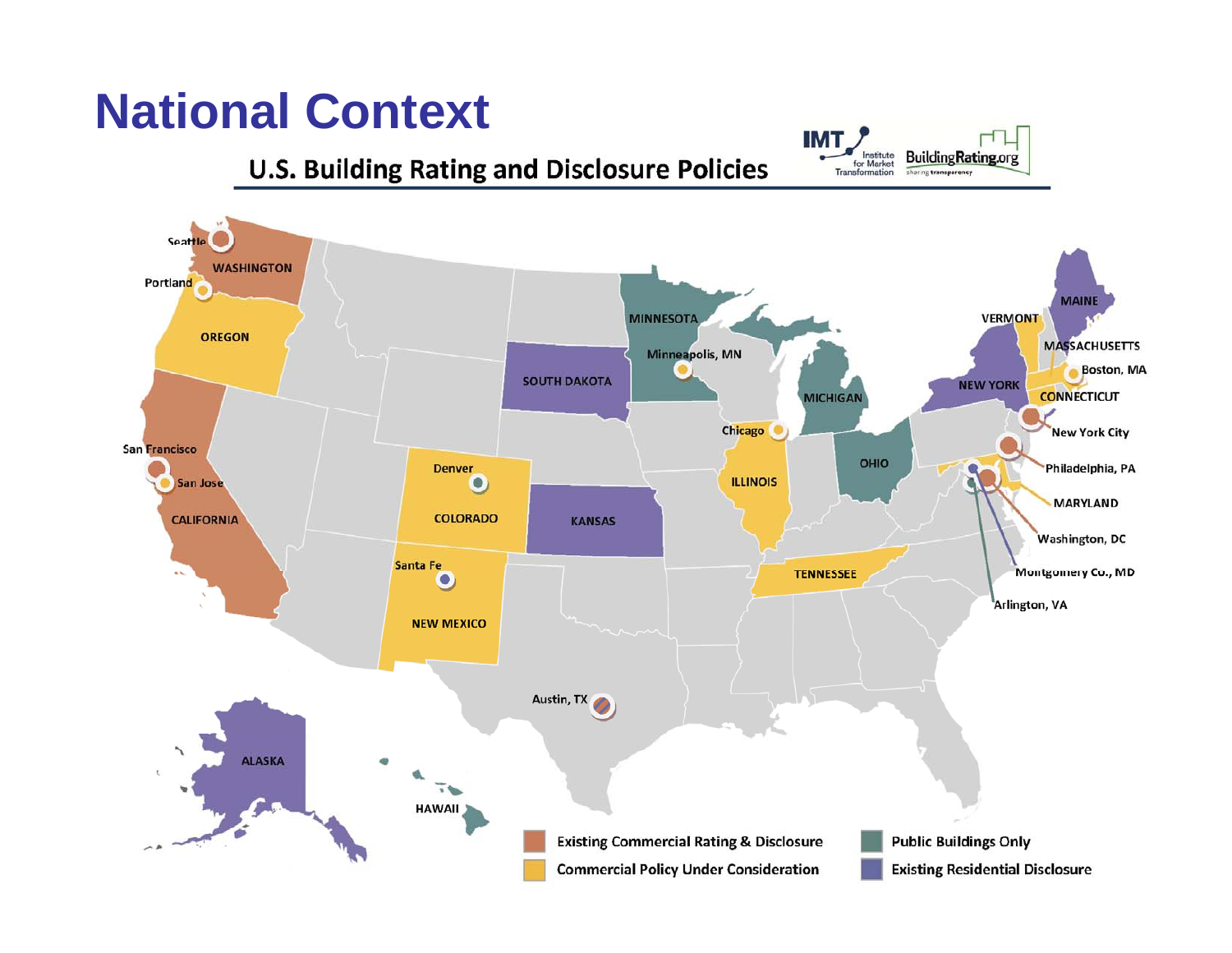# National Context

## U.S. Building Rating and Disclosure Policies

IMT Institute for Market Transformation | BuildingRating.org sharing transparency

Seattle, WASHINGTON, Portland, OREGON, San Francisco, San Jose, CALIFORNIA, Denver, COLORADO, Santa Fe, NEW MEXICO, Austin, TX, SOUTH DAKOTA, KANSAS, MINNESOTA, Minneapolis, MN, Chicago, ILLINOIS, TENNESSEE, MICHIGAN, OHIO, MAINE, VERMONT, MASSACHUSETTS, Boston, MA, NEW YORK, CONNECTICUT, New York City, Philadelphia, PA, MARYLAND, Washington, DC, Montgomery Co., MD, Arlington, VA, ALASKA, HAWAII

- Existing Commercial Rating & Disclosure
- Commercial Policy Under Consideration
- Public Buildings Only
- Existing Residential Disclosure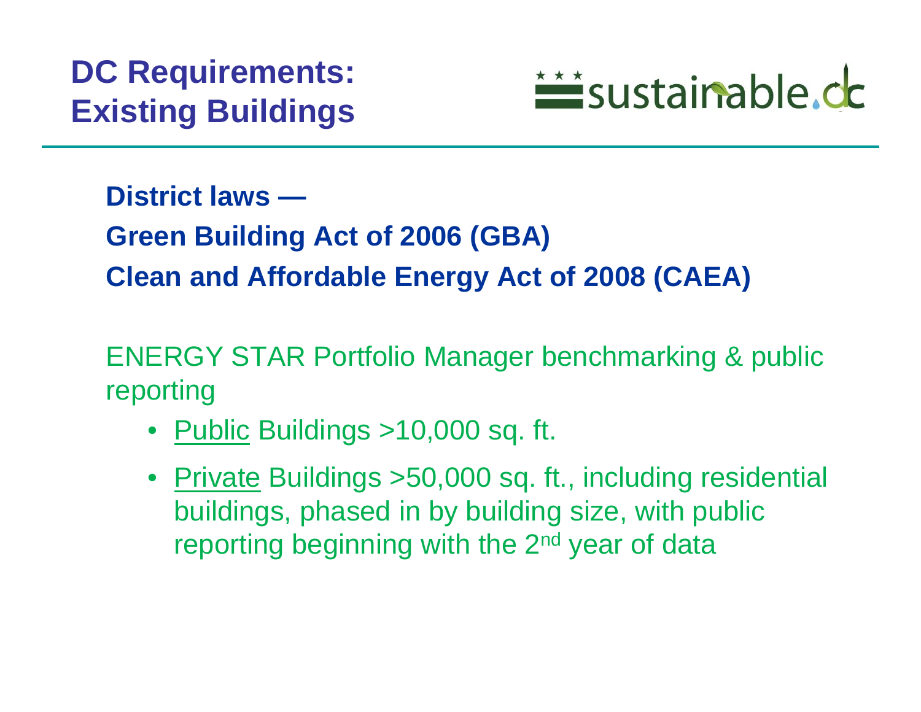# DC Requirements: Existing Buildings

sustainable.dc

**District laws —**

**Green Building Act of 2006 (GBA)**

**Clean and Affordable Energy Act of 2008 (CAEA)**

ENERGY STAR Portfolio Manager benchmarking & public reporting

- Public Buildings >10,000 sq. ft.
- Private Buildings >50,000 sq. ft., including residential buildings, phased in by building size, with public reporting beginning with the 2nd year of data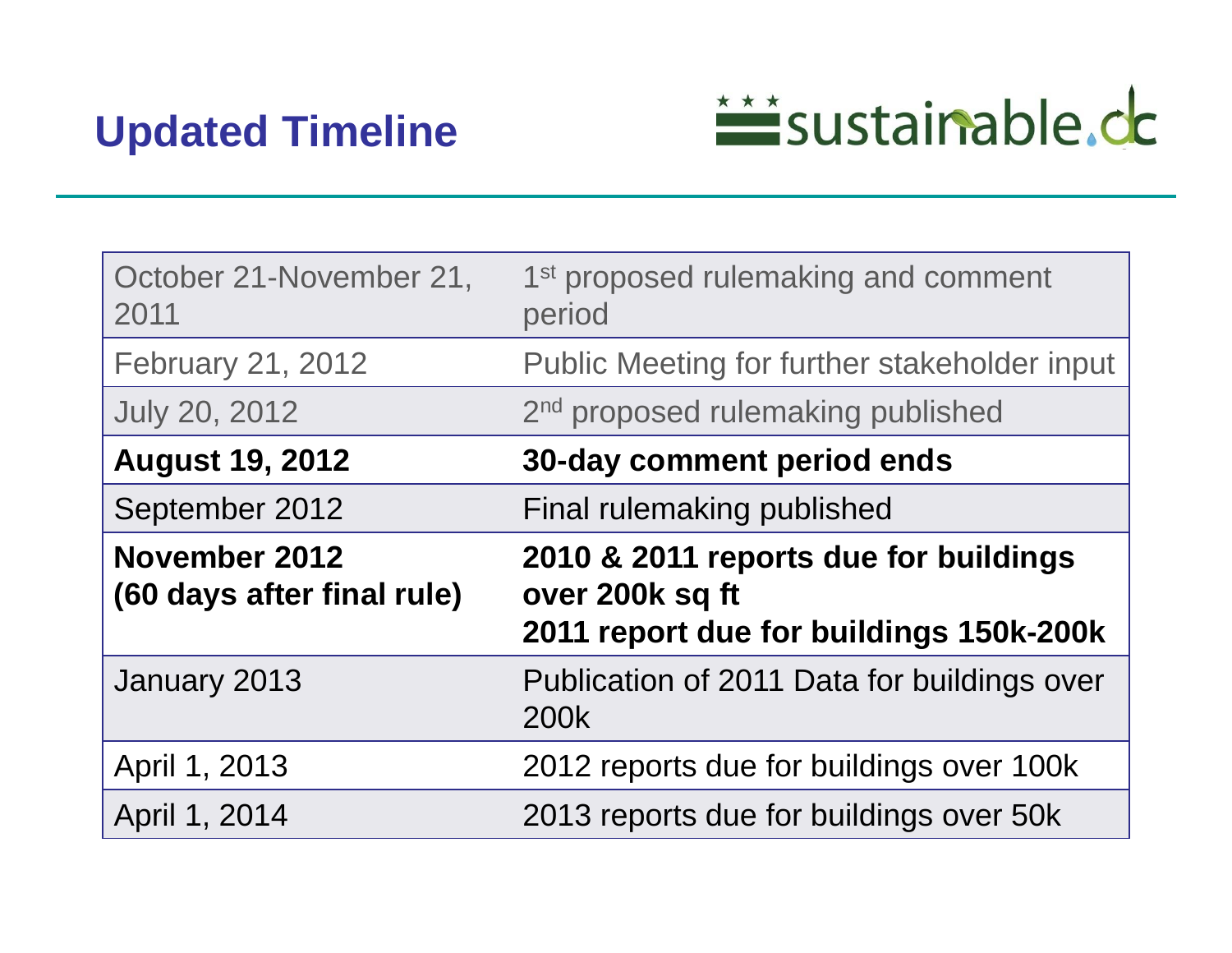## Updated Timeline

sustainable.dc

| | |
|---|---|
| October 21-November 21, 2011 | 1st proposed rulemaking and comment period |
| February 21, 2012 | Public Meeting for further stakeholder input |
| July 20, 2012 | 2nd proposed rulemaking published |
| **August 19, 2012** | **30-day comment period ends** |
| September 2012 | Final rulemaking published |
| **November 2012 (60 days after final rule)** | **2010 & 2011 reports due for buildings over 200k sq ft**<br>**2011 report due for buildings 150k-200k** |
| January 2013 | Publication of 2011 Data for buildings over 200k |
| April 1, 2013 | 2012 reports due for buildings over 100k |
| April 1, 2014 | 2013 reports due for buildings over 50k |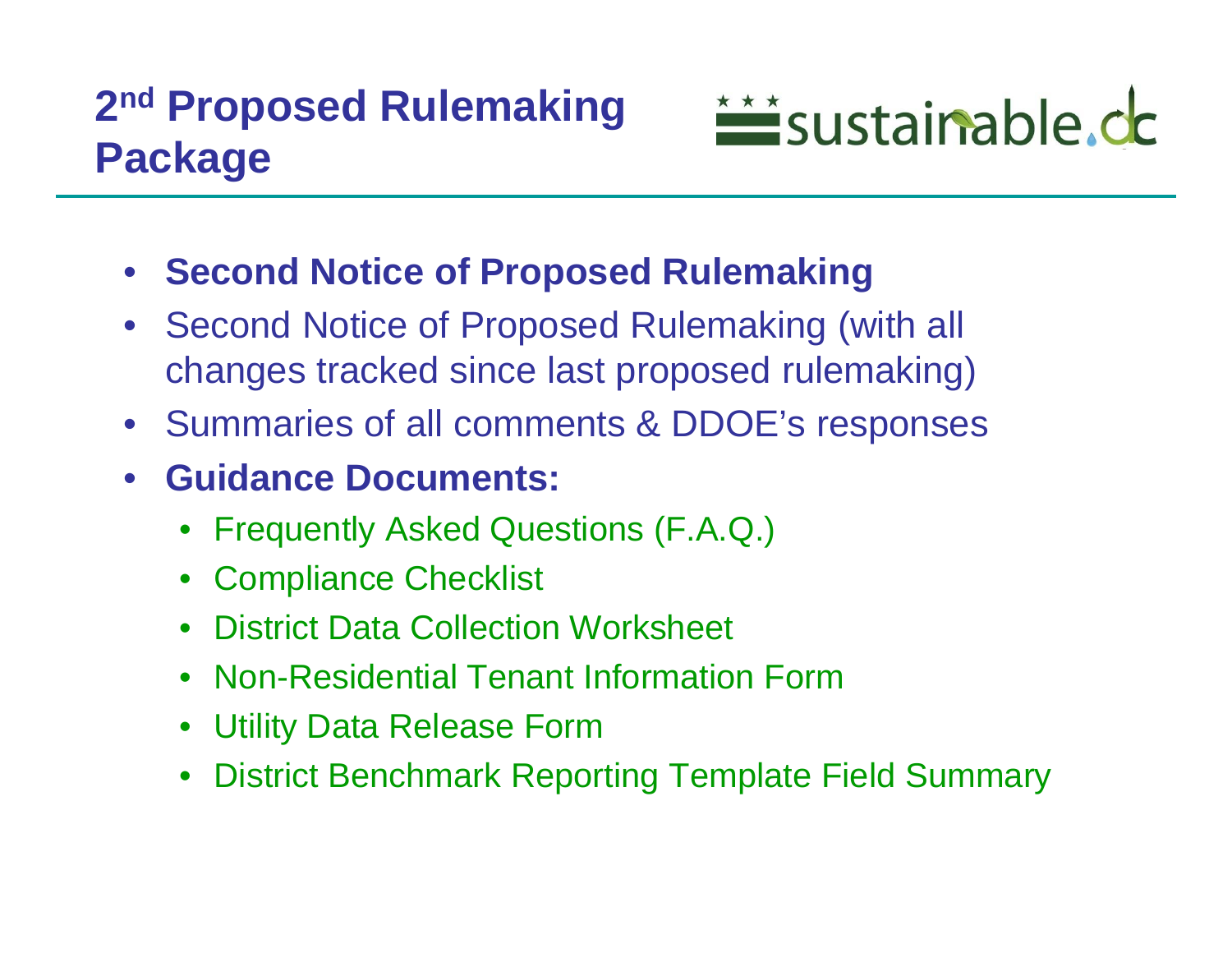# 2nd Proposed Rulemaking Package

- **Second Notice of Proposed Rulemaking**
- Second Notice of Proposed Rulemaking (with all changes tracked since last proposed rulemaking)
- Summaries of all comments & DDOE's responses
- **Guidance Documents:**
  - Frequently Asked Questions (F.A.Q.)
  - Compliance Checklist
  - District Data Collection Worksheet
  - Non-Residential Tenant Information Form
  - Utility Data Release Form
  - District Benchmark Reporting Template Field Summary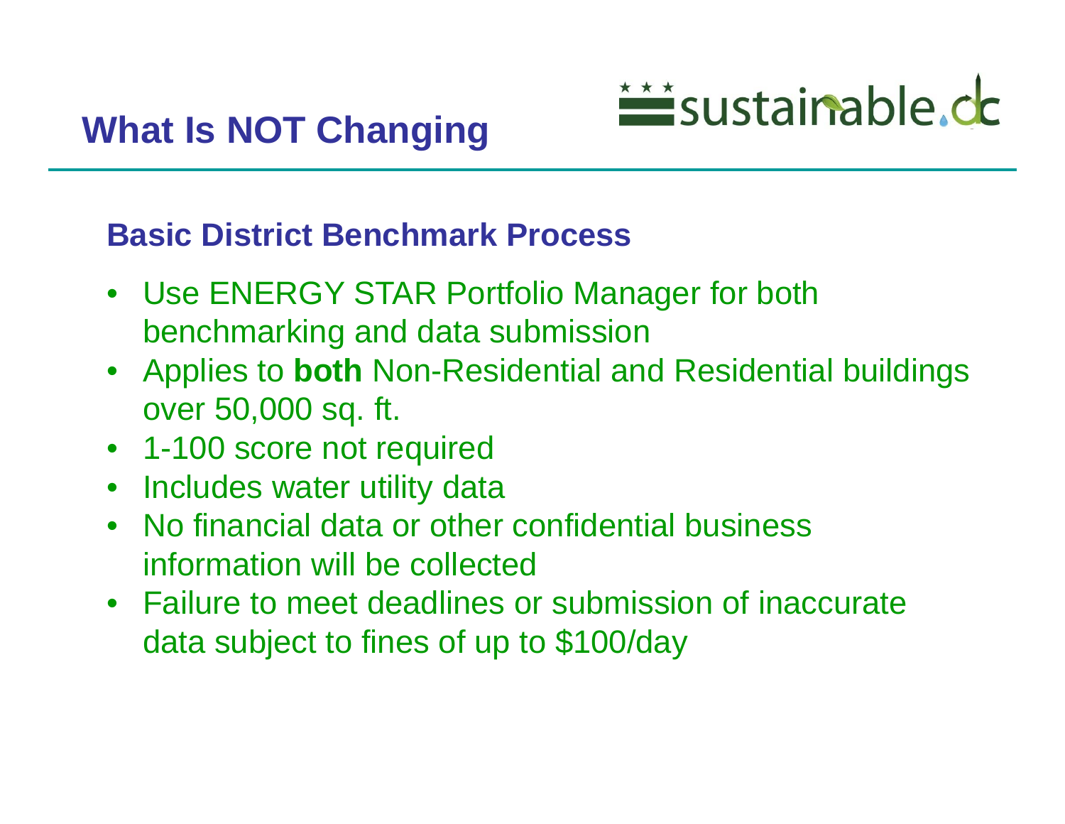# What Is NOT Changing

## Basic District Benchmark Process

- Use ENERGY STAR Portfolio Manager for both benchmarking and data submission
- Applies to **both** Non-Residential and Residential buildings over 50,000 sq. ft.
- 1-100 score not required
- Includes water utility data
- No financial data or other confidential business information will be collected
- Failure to meet deadlines or submission of inaccurate data subject to fines of up to $100/day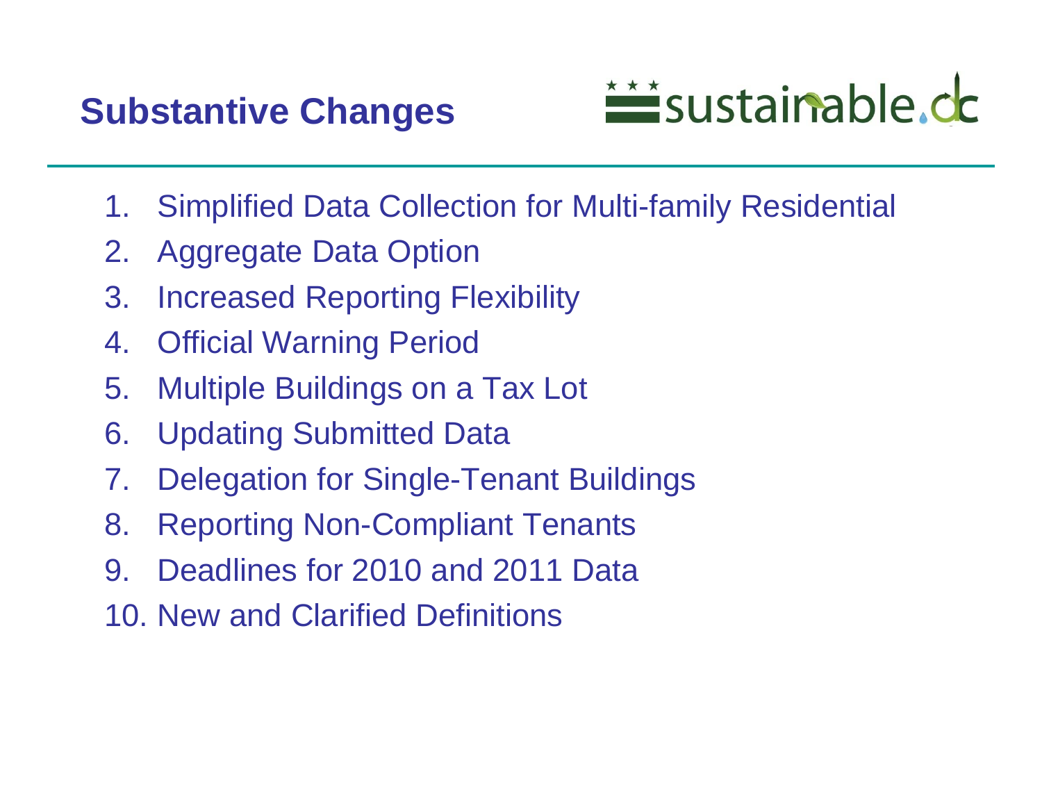# Substantive Changes

1. Simplified Data Collection for Multi-family Residential
2. Aggregate Data Option
3. Increased Reporting Flexibility
4. Official Warning Period
5. Multiple Buildings on a Tax Lot
6. Updating Submitted Data
7. Delegation for Single-Tenant Buildings
8. Reporting Non-Compliant Tenants
9. Deadlines for 2010 and 2011 Data
10. New and Clarified Definitions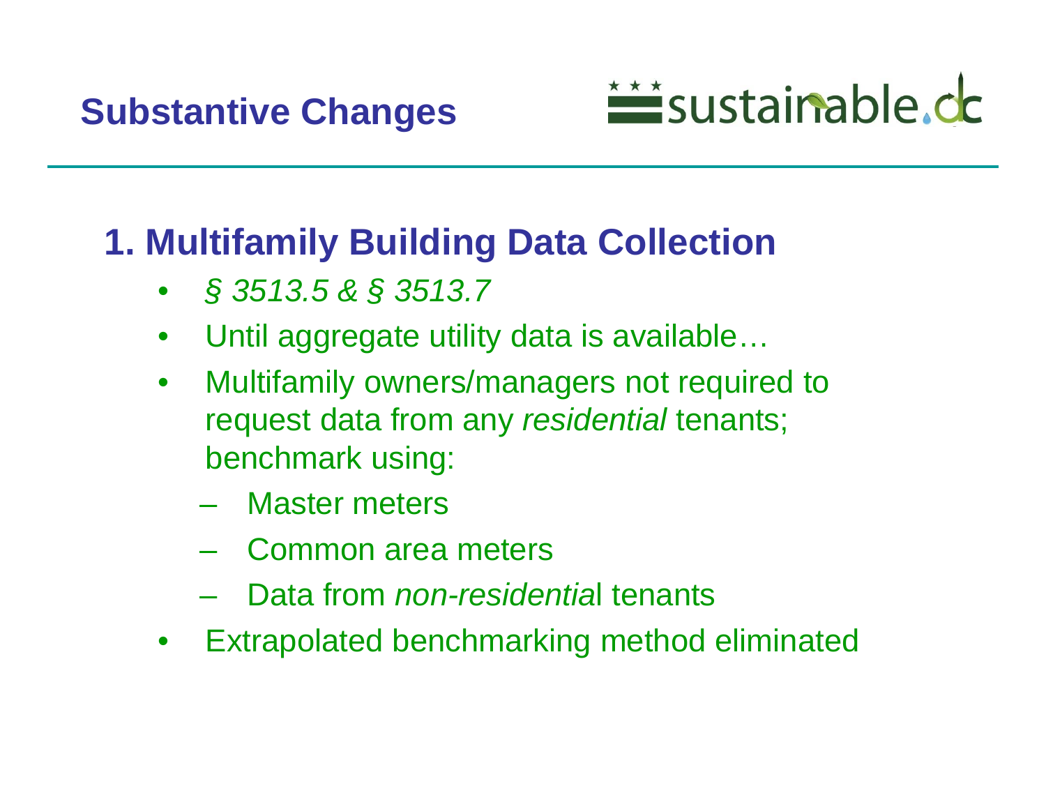# Substantive Changes

## 1. Multifamily Building Data Collection

- *§ 3513.5 & § 3513.7*
- Until aggregate utility data is available…
- Multifamily owners/managers not required to request data from any *residential* tenants; benchmark using:
  - Master meters
  - Common area meters
  - Data from *non-residentia*l tenants
- Extrapolated benchmarking method eliminated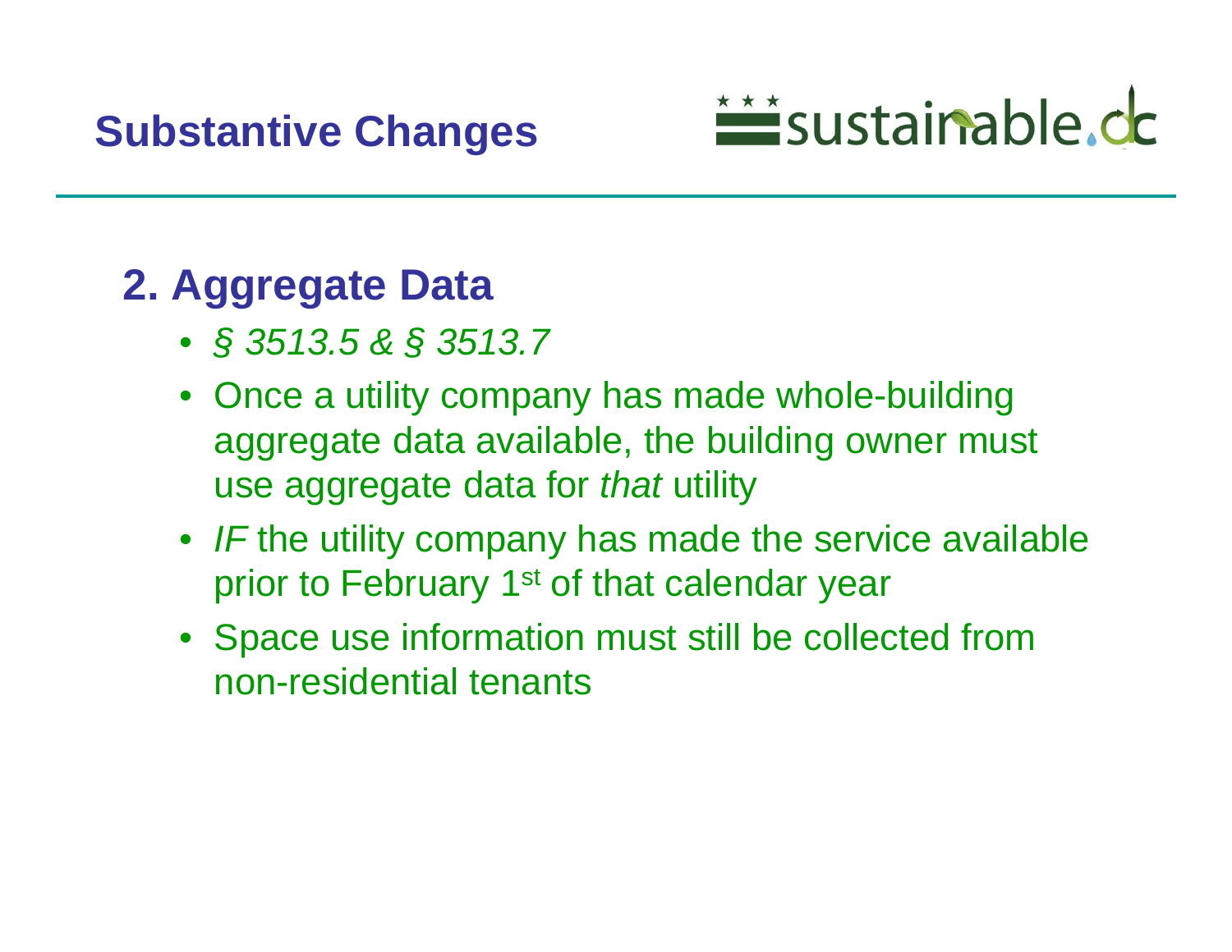# Substantive Changes

## 2. Aggregate Data

- *§ 3513.5 & § 3513.7*
- Once a utility company has made whole-building aggregate data available, the building owner must use aggregate data for *that* utility
- *IF* the utility company has made the service available prior to February 1st of that calendar year
- Space use information must still be collected from non-residential tenants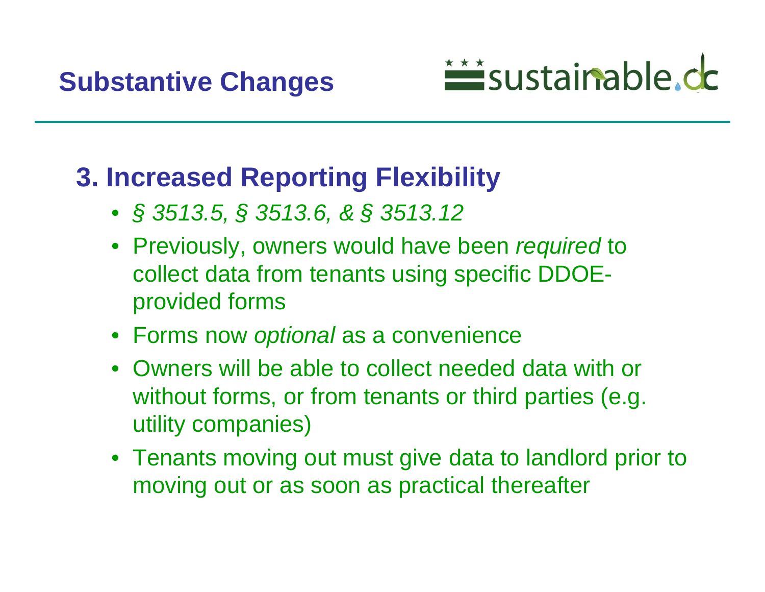# Substantive Changes

## 3. Increased Reporting Flexibility

- *§ 3513.5, § 3513.6, & § 3513.12*
- Previously, owners would have been *required* to collect data from tenants using specific DDOE-provided forms
- Forms now *optional* as a convenience
- Owners will be able to collect needed data with or without forms, or from tenants or third parties (e.g. utility companies)
- Tenants moving out must give data to landlord prior to moving out or as soon as practical thereafter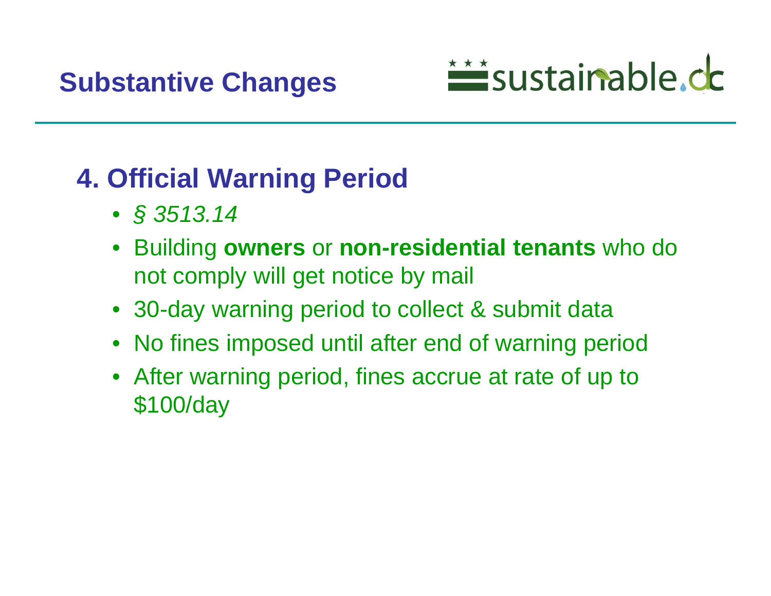# Substantive Changes

## 4. Official Warning Period

- *§ 3513.14*
- Building **owners** or **non-residential tenants** who do not comply will get notice by mail
- 30-day warning period to collect & submit data
- No fines imposed until after end of warning period
- After warning period, fines accrue at rate of up to $100/day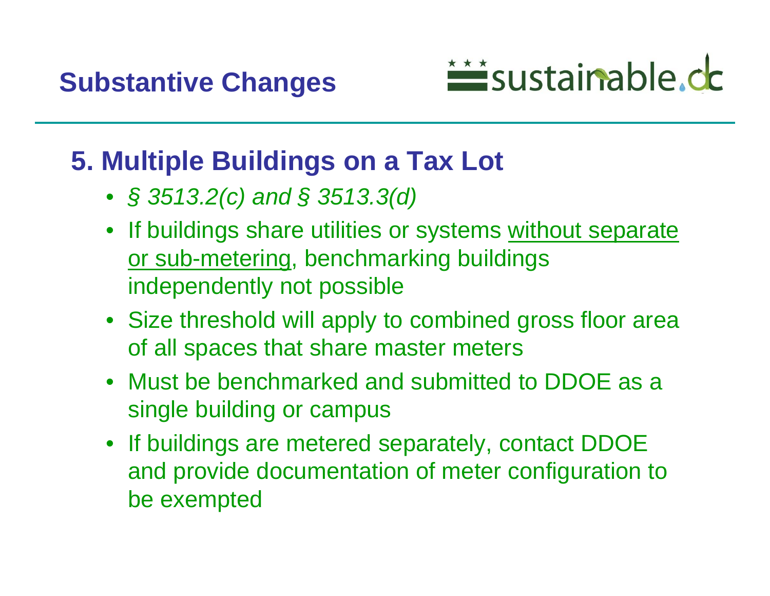# Substantive Changes

sustainable.dc

## 5. Multiple Buildings on a Tax Lot

- *§ 3513.2(c) and § 3513.3(d)*
- If buildings share utilities or systems <u>without separate or sub-metering</u>, benchmarking buildings independently not possible
- Size threshold will apply to combined gross floor area of all spaces that share master meters
- Must be benchmarked and submitted to DDOE as a single building or campus
- If buildings are metered separately, contact DDOE and provide documentation of meter configuration to be exempted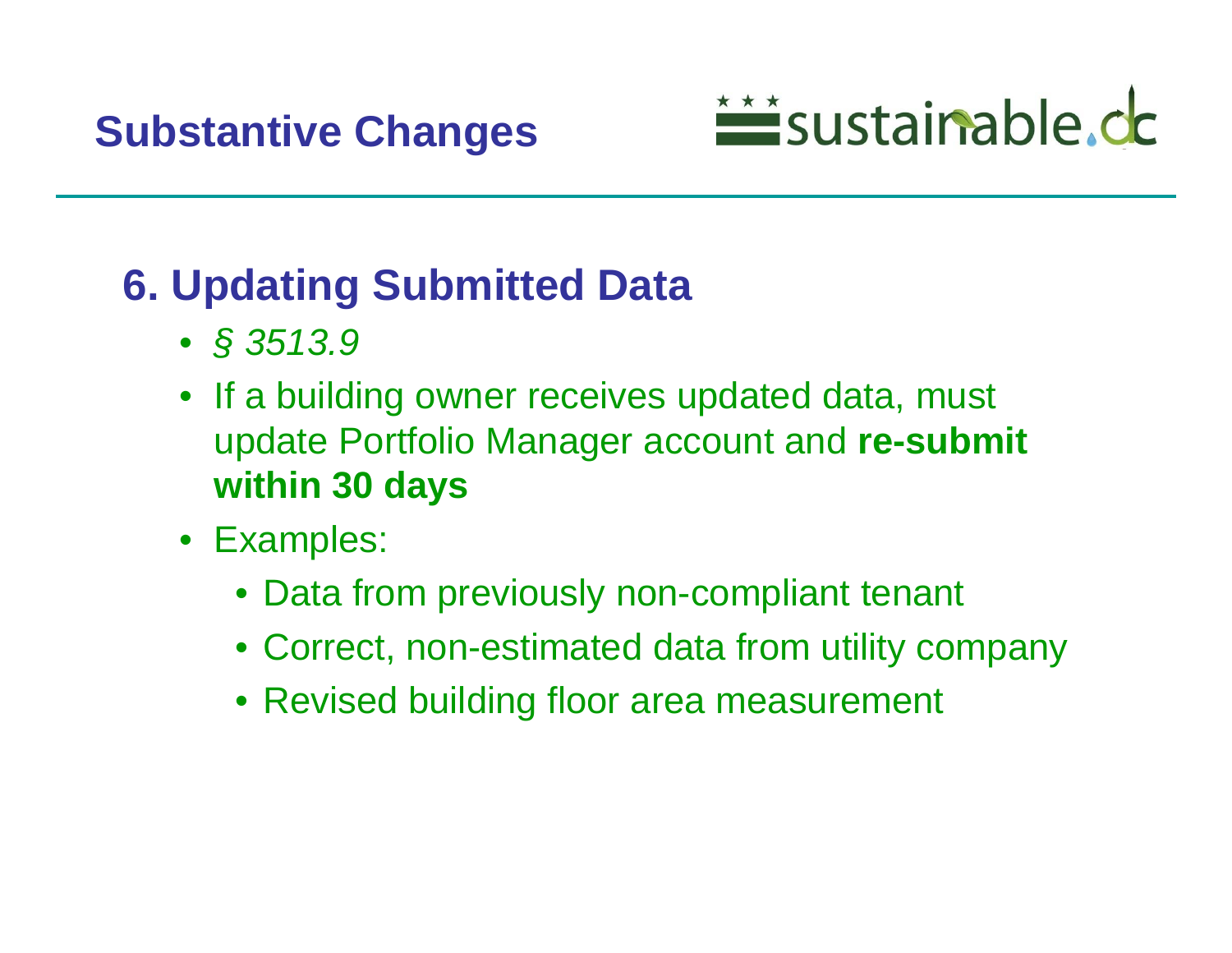# Substantive Changes

## 6. Updating Submitted Data

- *§ 3513.9*
- If a building owner receives updated data, must update Portfolio Manager account and **re-submit within 30 days**
- Examples:
  - Data from previously non-compliant tenant
  - Correct, non-estimated data from utility company
  - Revised building floor area measurement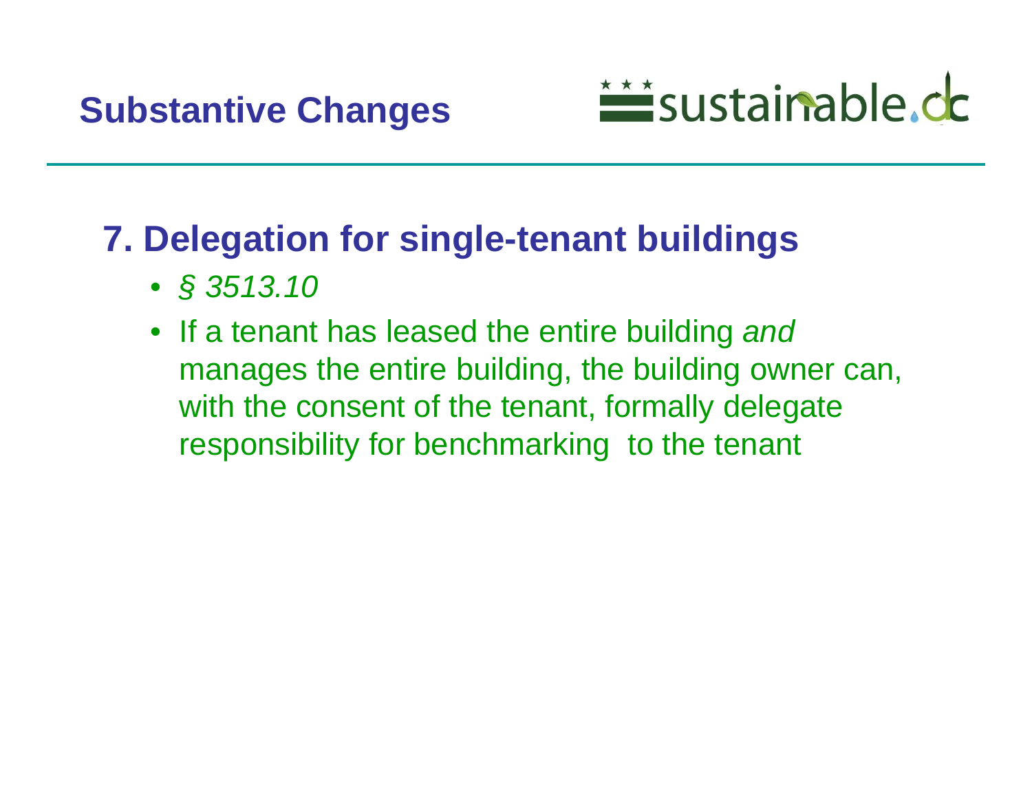# Substantive Changes

## 7. Delegation for single-tenant buildings

- *§ 3513.10*
- If a tenant has leased the entire building *and* manages the entire building, the building owner can, with the consent of the tenant, formally delegate responsibility for benchmarking to the tenant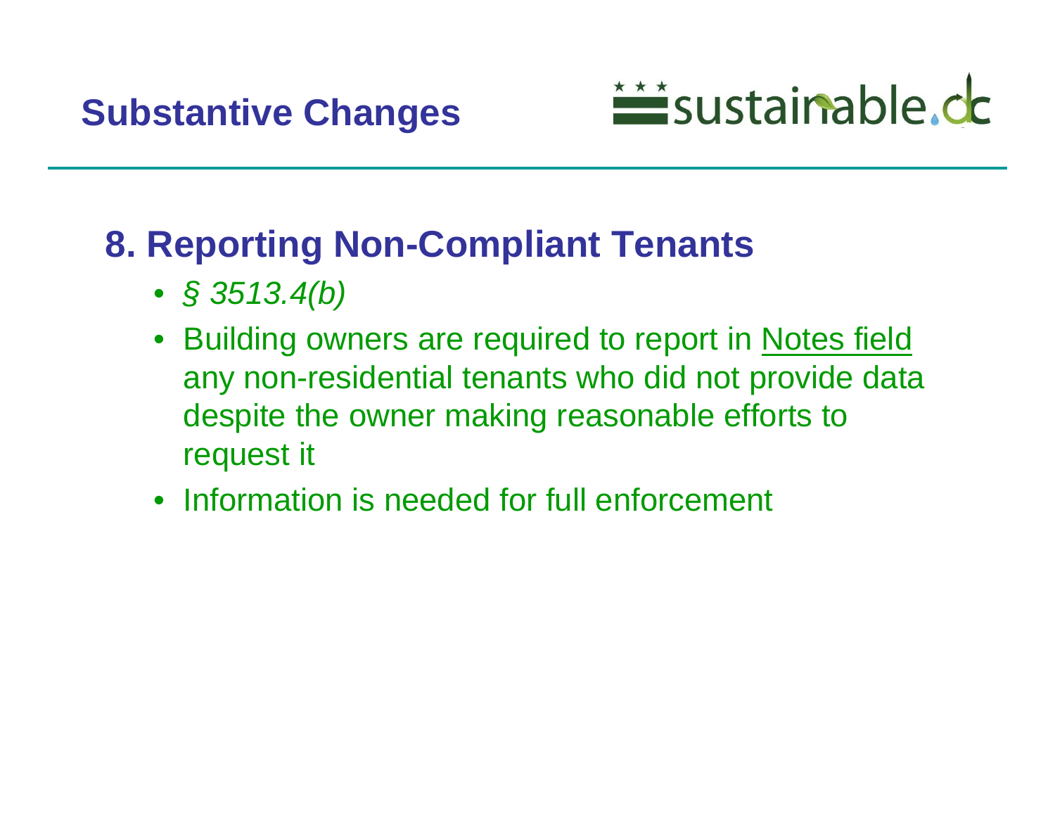# Substantive Changes

## 8. Reporting Non-Compliant Tenants

- *§ 3513.4(b)*
- Building owners are required to report in Notes field any non-residential tenants who did not provide data despite the owner making reasonable efforts to request it
- Information is needed for full enforcement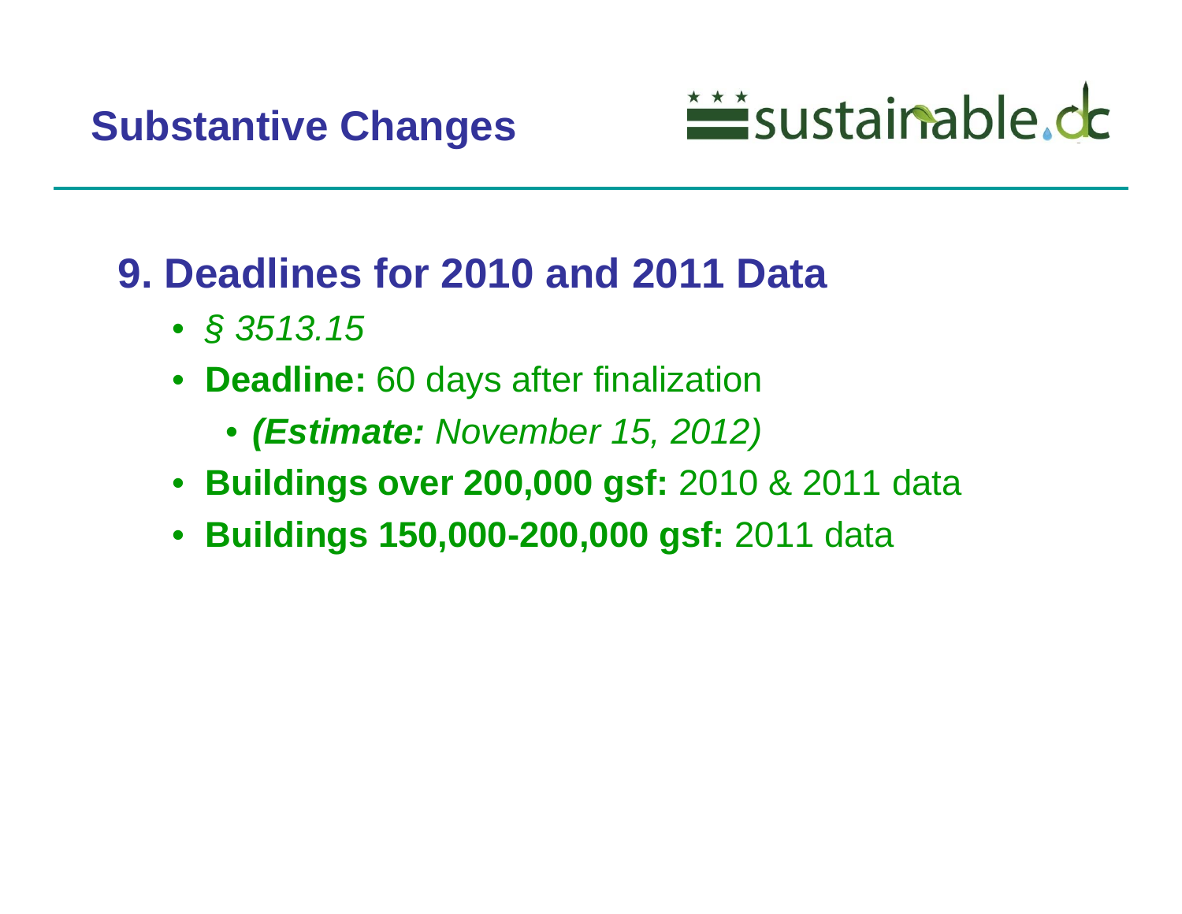# Substantive Changes

sustainable.dc

## 9. Deadlines for 2010 and 2011 Data

- *§ 3513.15*
- **Deadline:** 60 days after finalization
  - ***(Estimate:** November 15, 2012)*
- **Buildings over 200,000 gsf:** 2010 & 2011 data
- **Buildings 150,000-200,000 gsf:** 2011 data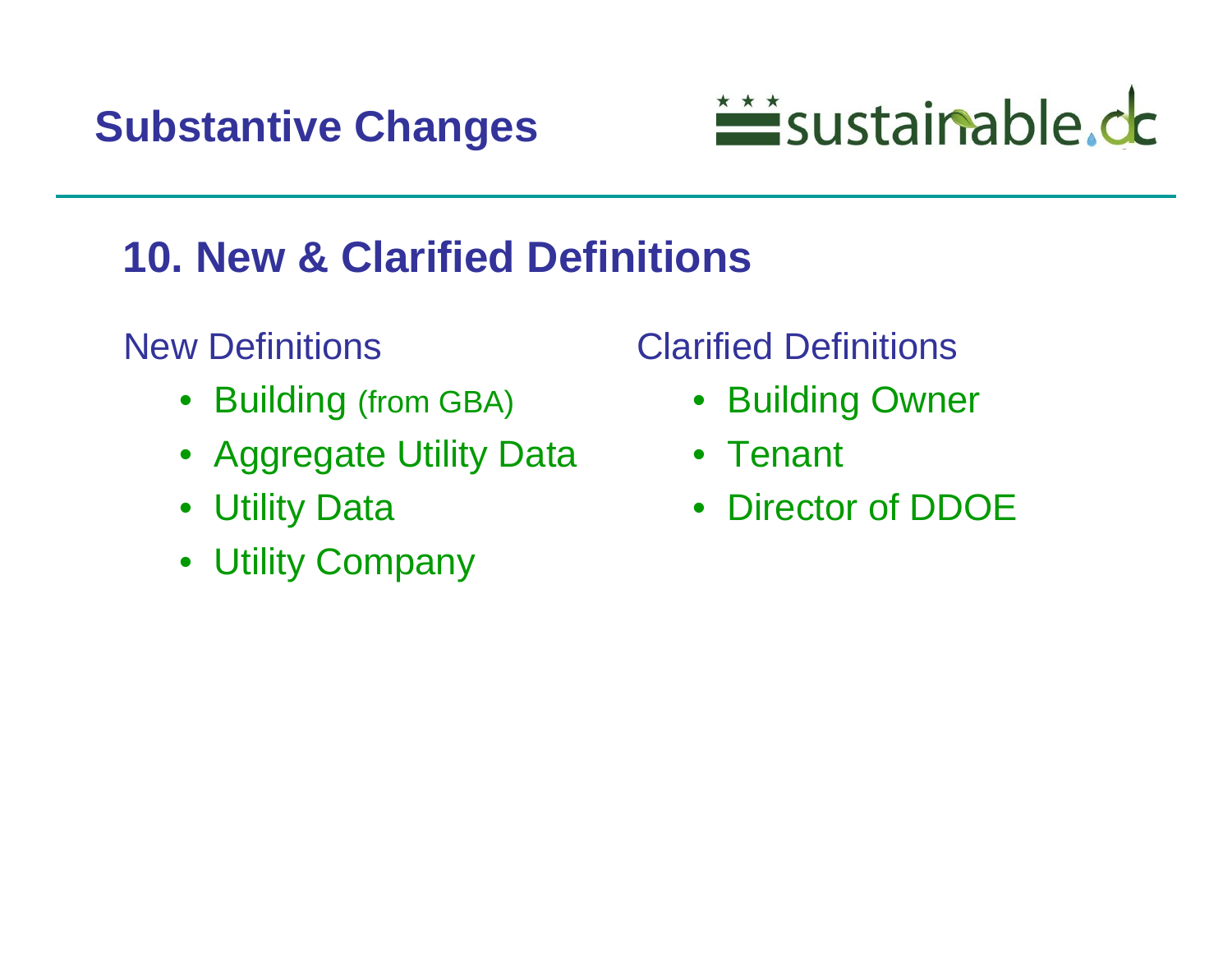# Substantive Changes

## 10. New & Clarified Definitions

New Definitions

- Building (from GBA)
- Aggregate Utility Data
- Utility Data
- Utility Company

Clarified Definitions

- Building Owner
- Tenant
- Director of DDOE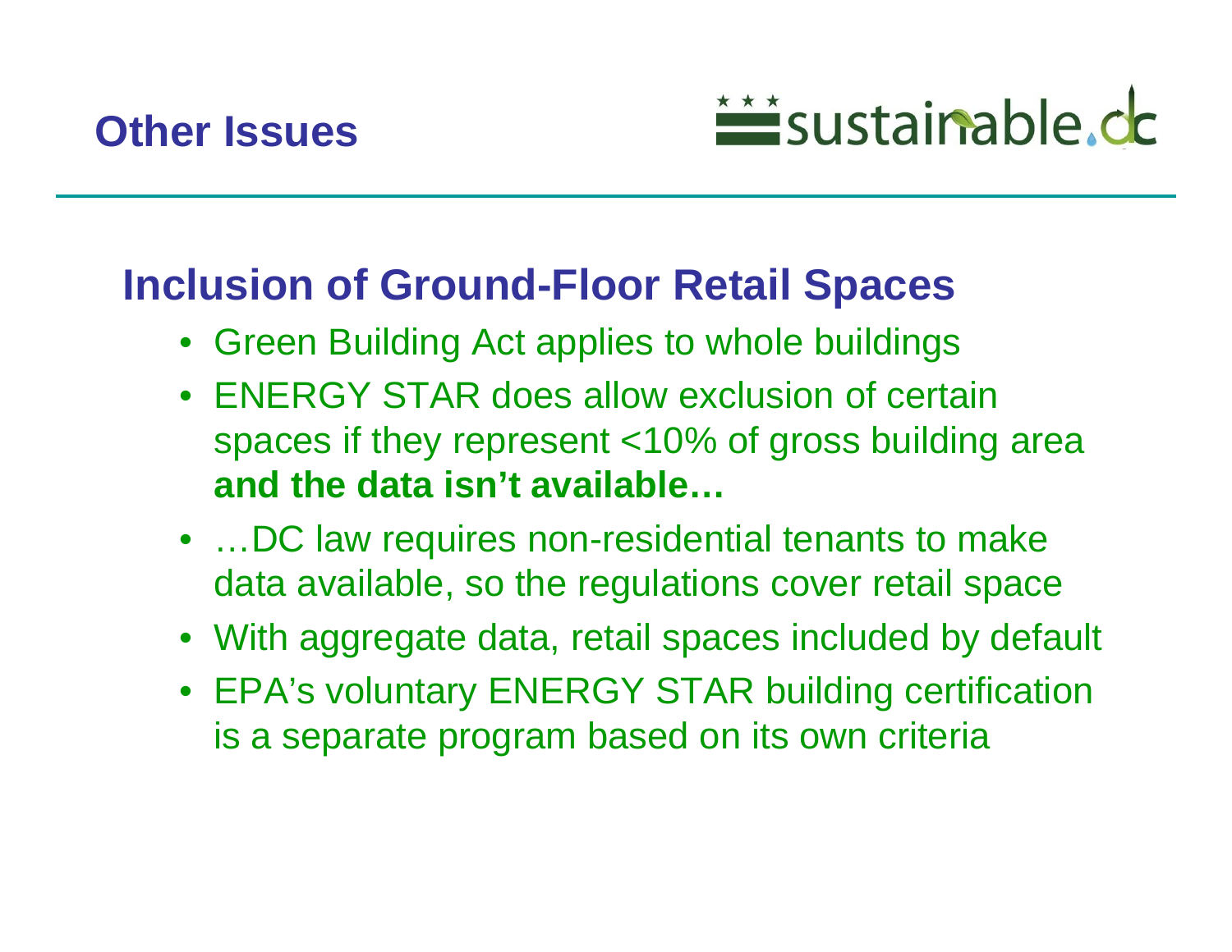# Other Issues

sustainable.dc

## Inclusion of Ground-Floor Retail Spaces

- Green Building Act applies to whole buildings
- ENERGY STAR does allow exclusion of certain spaces if they represent <10% of gross building area **and the data isn't available…**
- …DC law requires non-residential tenants to make data available, so the regulations cover retail space
- With aggregate data, retail spaces included by default
- EPA's voluntary ENERGY STAR building certification is a separate program based on its own criteria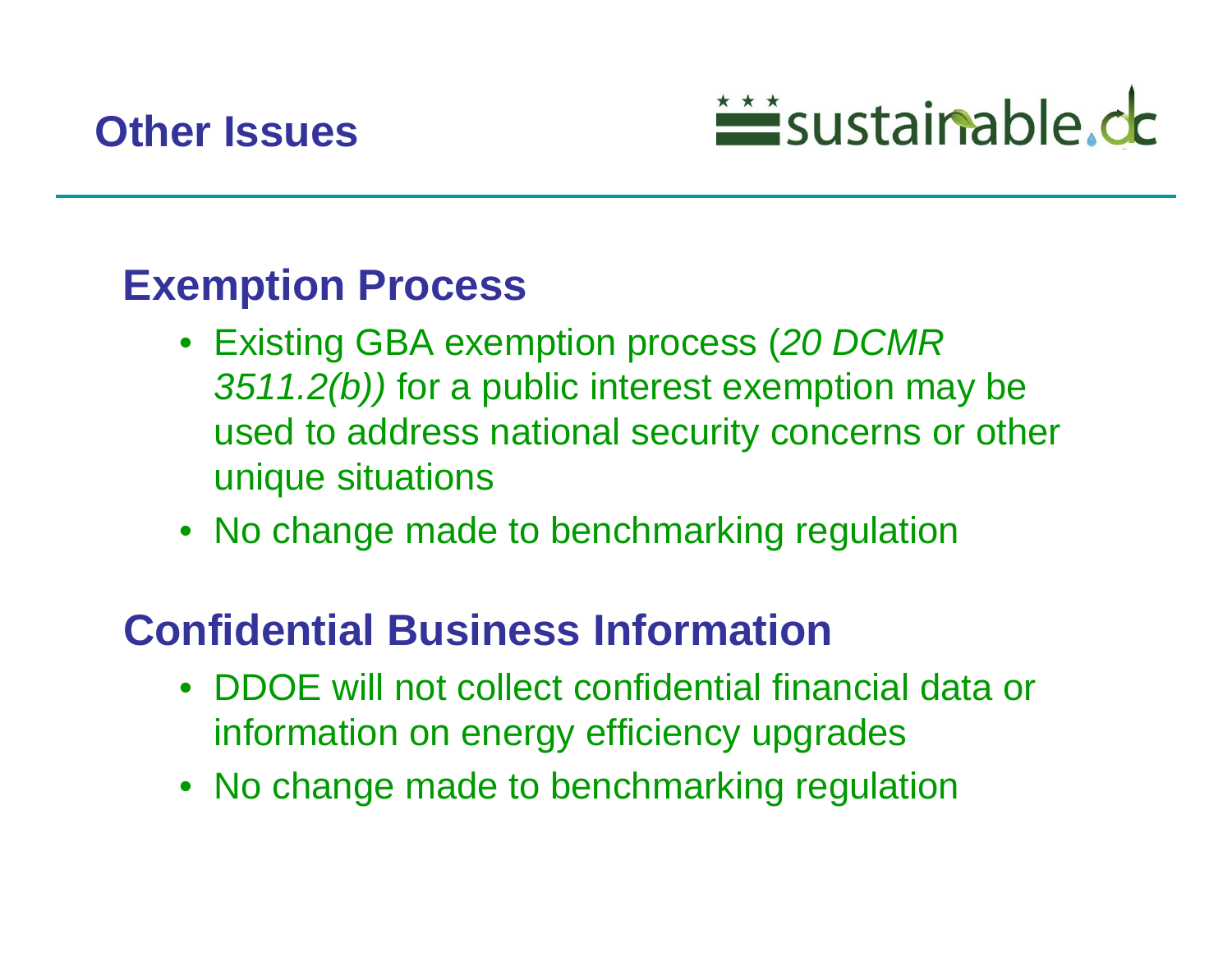# Other Issues

## Exemption Process

- Existing GBA exemption process (*20 DCMR 3511.2(b))* for a public interest exemption may be used to address national security concerns or other unique situations
- No change made to benchmarking regulation

## Confidential Business Information

- DDOE will not collect confidential financial data or information on energy efficiency upgrades
- No change made to benchmarking regulation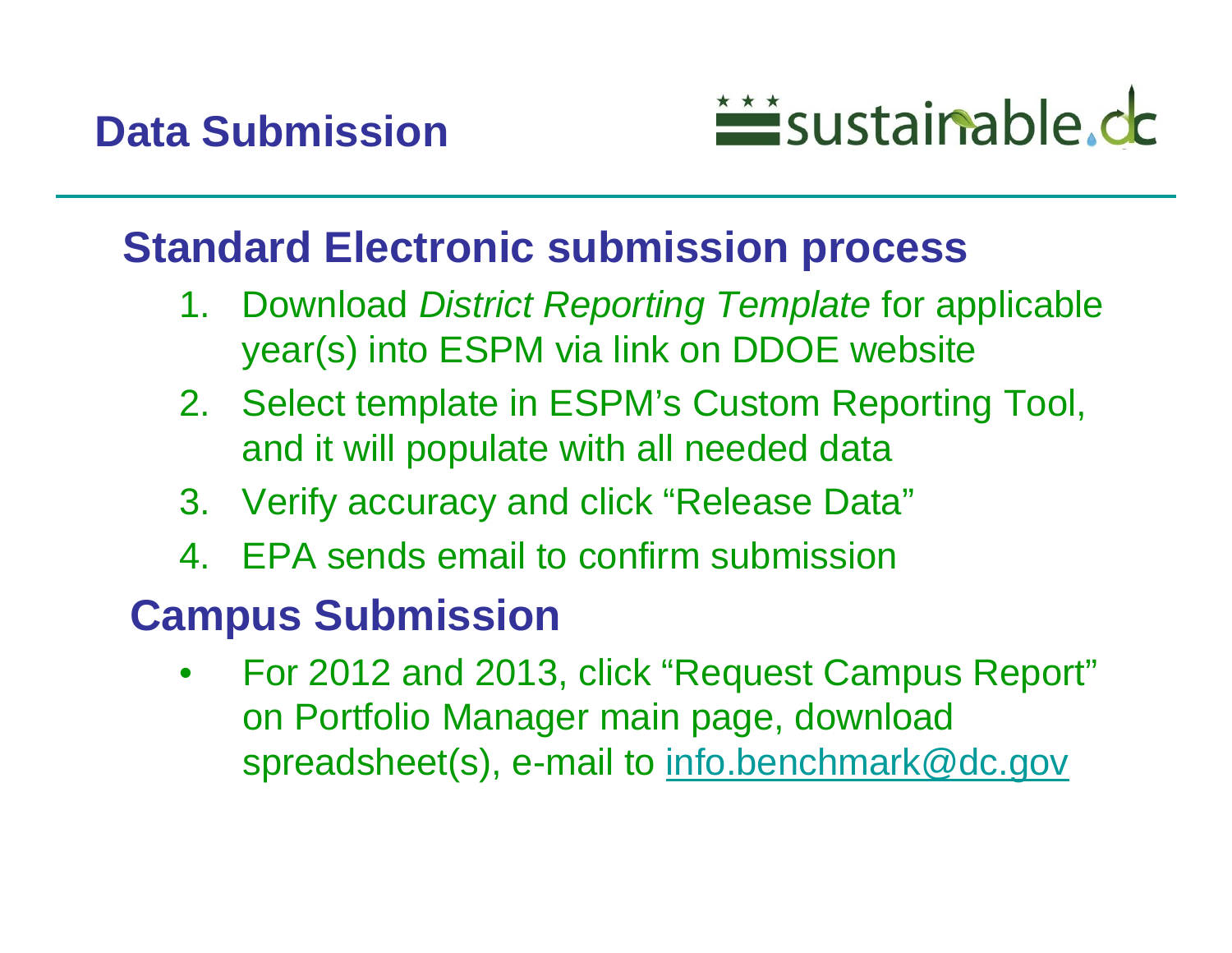# Data Submission

## Standard Electronic submission process

1. Download *District Reporting Template* for applicable year(s) into ESPM via link on DDOE website
2. Select template in ESPM's Custom Reporting Tool, and it will populate with all needed data
3. Verify accuracy and click "Release Data"
4. EPA sends email to confirm submission

## Campus Submission

- For 2012 and 2013, click "Request Campus Report" on Portfolio Manager main page, download spreadsheet(s), e-mail to info.benchmark@dc.gov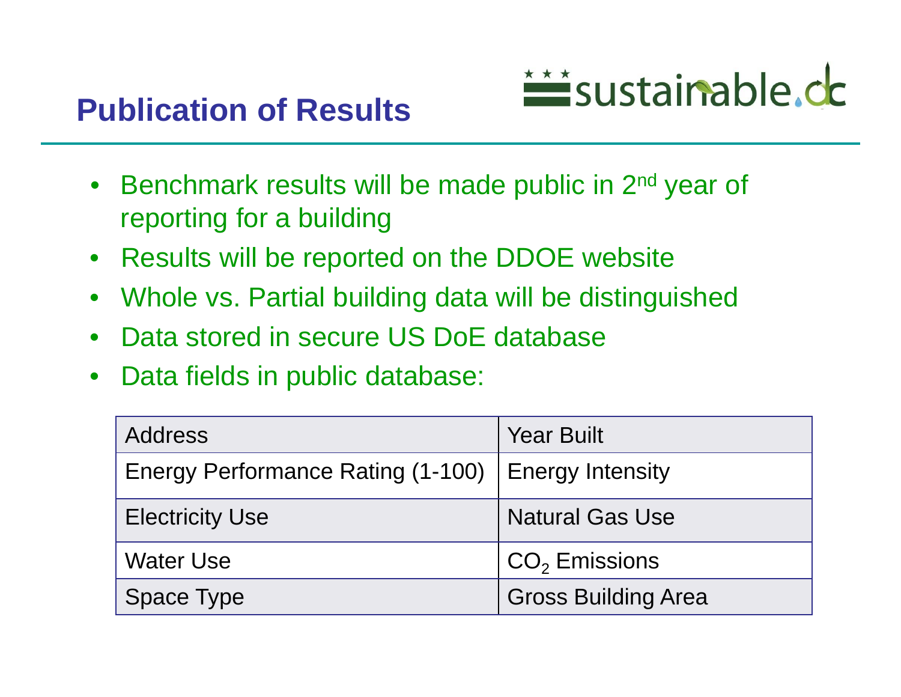# Publication of Results

- Benchmark results will be made public in 2nd year of reporting for a building
- Results will be reported on the DDOE website
- Whole vs. Partial building data will be distinguished
- Data stored in secure US DoE database
- Data fields in public database:

| | |
|---|---|
| Address | Year Built |
| Energy Performance Rating (1-100) | Energy Intensity |
| Electricity Use | Natural Gas Use |
| Water Use | $CO_2$ Emissions |
| Space Type | Gross Building Area |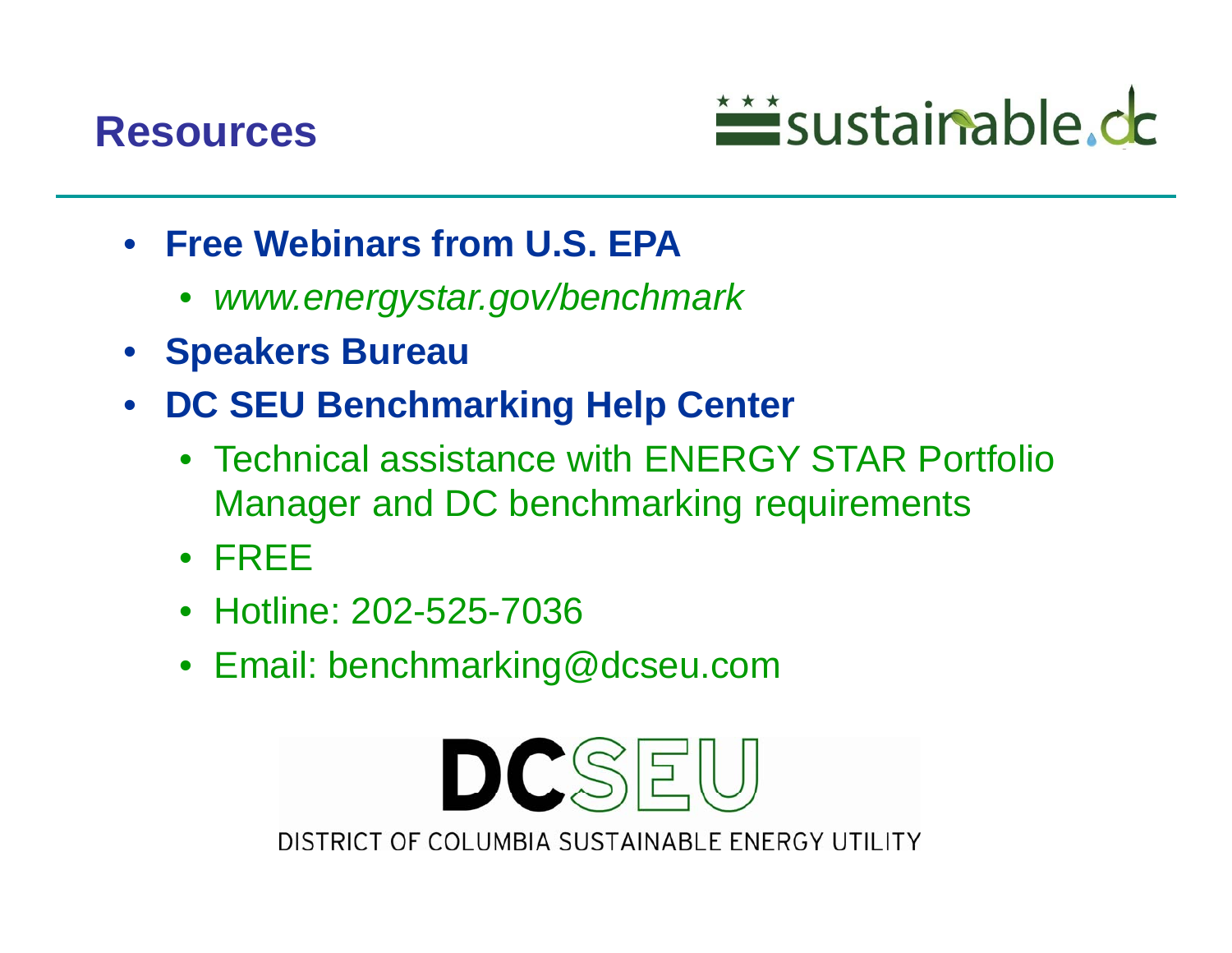# Resources

- **Free Webinars from U.S. EPA**
  - *www.energystar.gov/benchmark*
- **Speakers Bureau**
- **DC SEU Benchmarking Help Center**
  - Technical assistance with ENERGY STAR Portfolio Manager and DC benchmarking requirements
  - FREE
  - Hotline: 202-525-7036
  - Email: benchmarking@dcseu.com

DCSEU

DISTRICT OF COLUMBIA SUSTAINABLE ENERGY UTILITY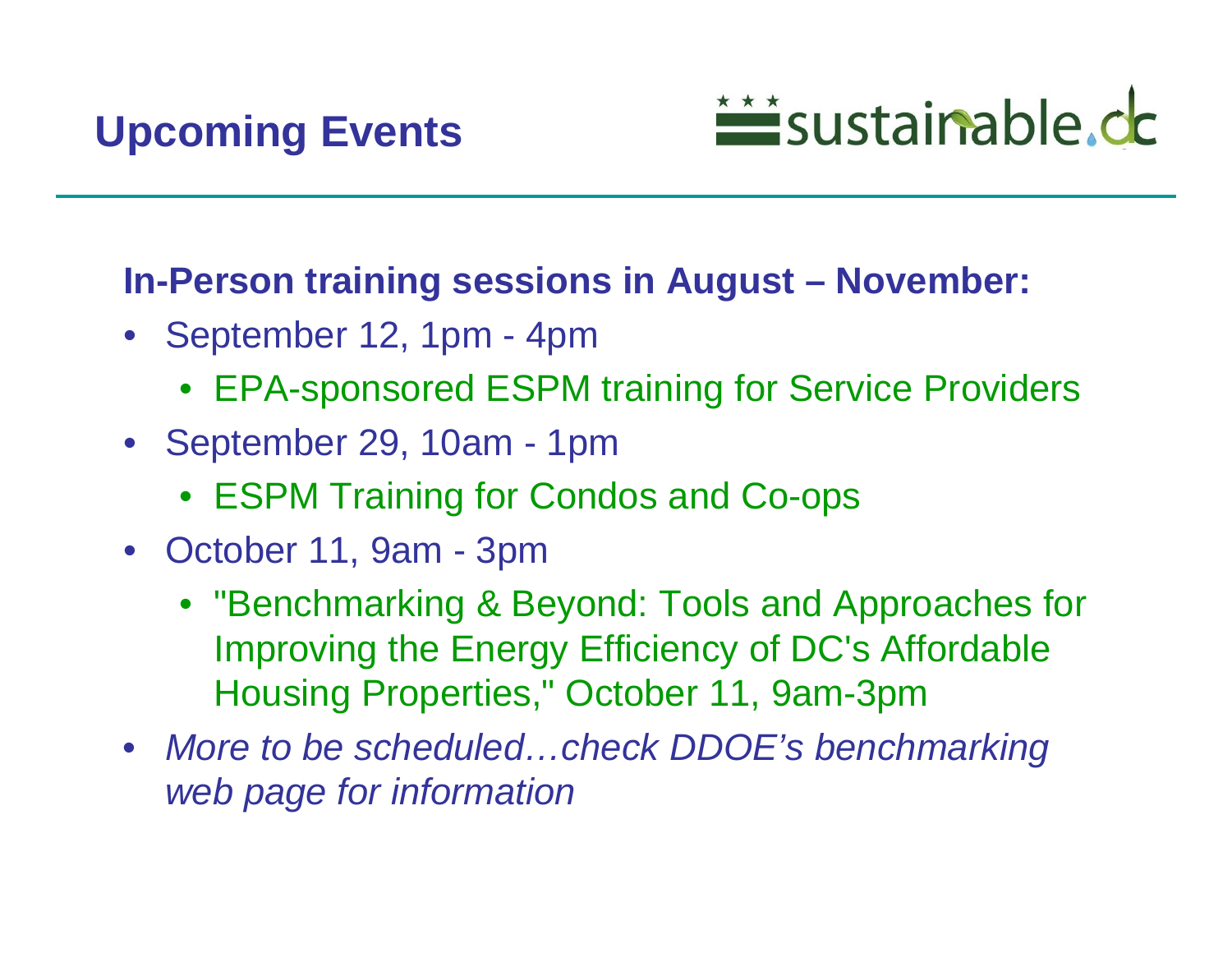# Upcoming Events

sustainable.dc

**In-Person training sessions in August – November:**

- September 12, 1pm - 4pm
  - EPA-sponsored ESPM training for Service Providers
- September 29, 10am - 1pm
  - ESPM Training for Condos and Co-ops
- October 11, 9am - 3pm
  - "Benchmarking & Beyond: Tools and Approaches for Improving the Energy Efficiency of DC's Affordable Housing Properties," October 11, 9am-3pm
- *More to be scheduled…check DDOE's benchmarking web page for information*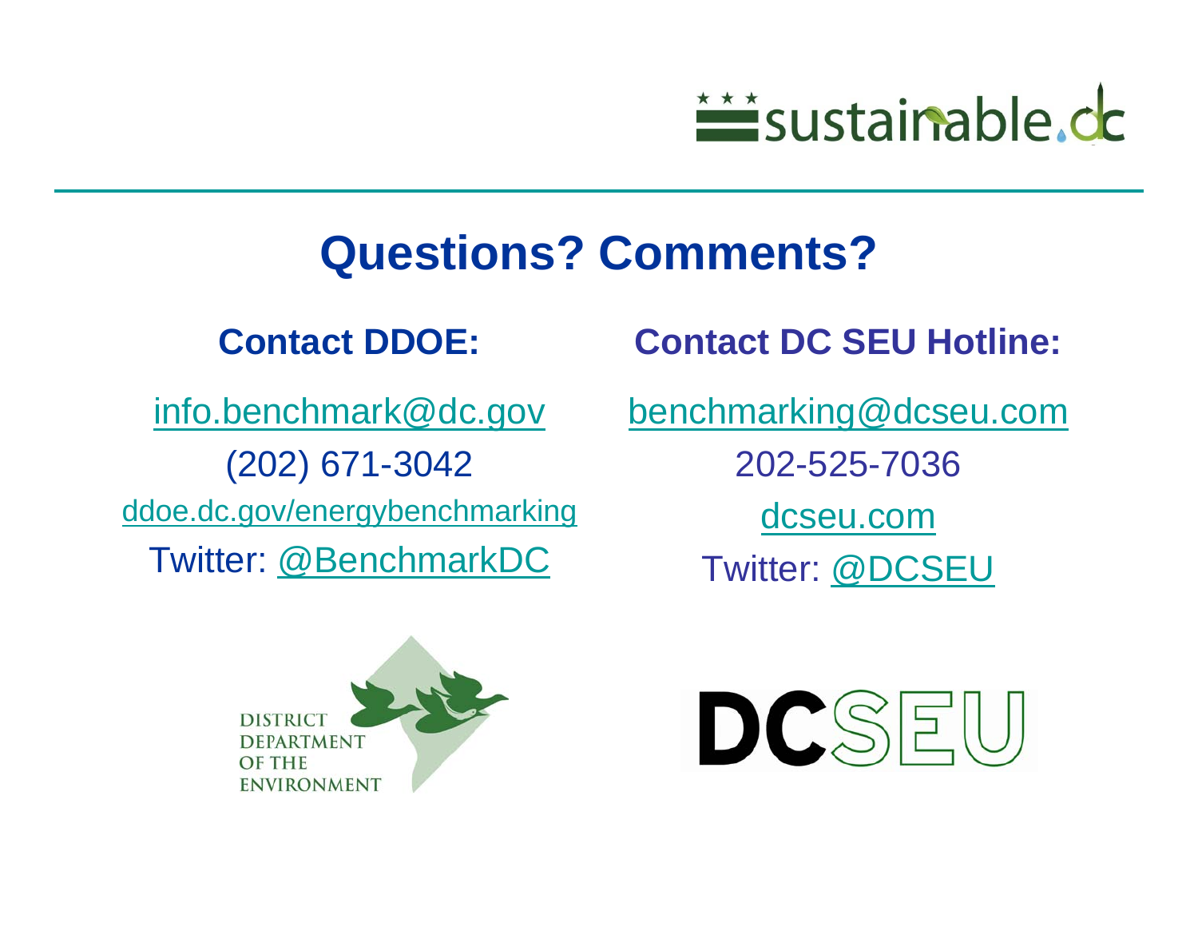sustainable.dc

# Questions? Comments?

**Contact DDOE:**

info.benchmark@dc.gov

(202) 671-3042

ddoe.dc.gov/energybenchmarking

Twitter: @BenchmarkDC

**Contact DC SEU Hotline:**

benchmarking@dcseu.com

202-525-7036

dcseu.com

Twitter: @DCSEU

DISTRICT DEPARTMENT OF THE ENVIRONMENT

DCSEU